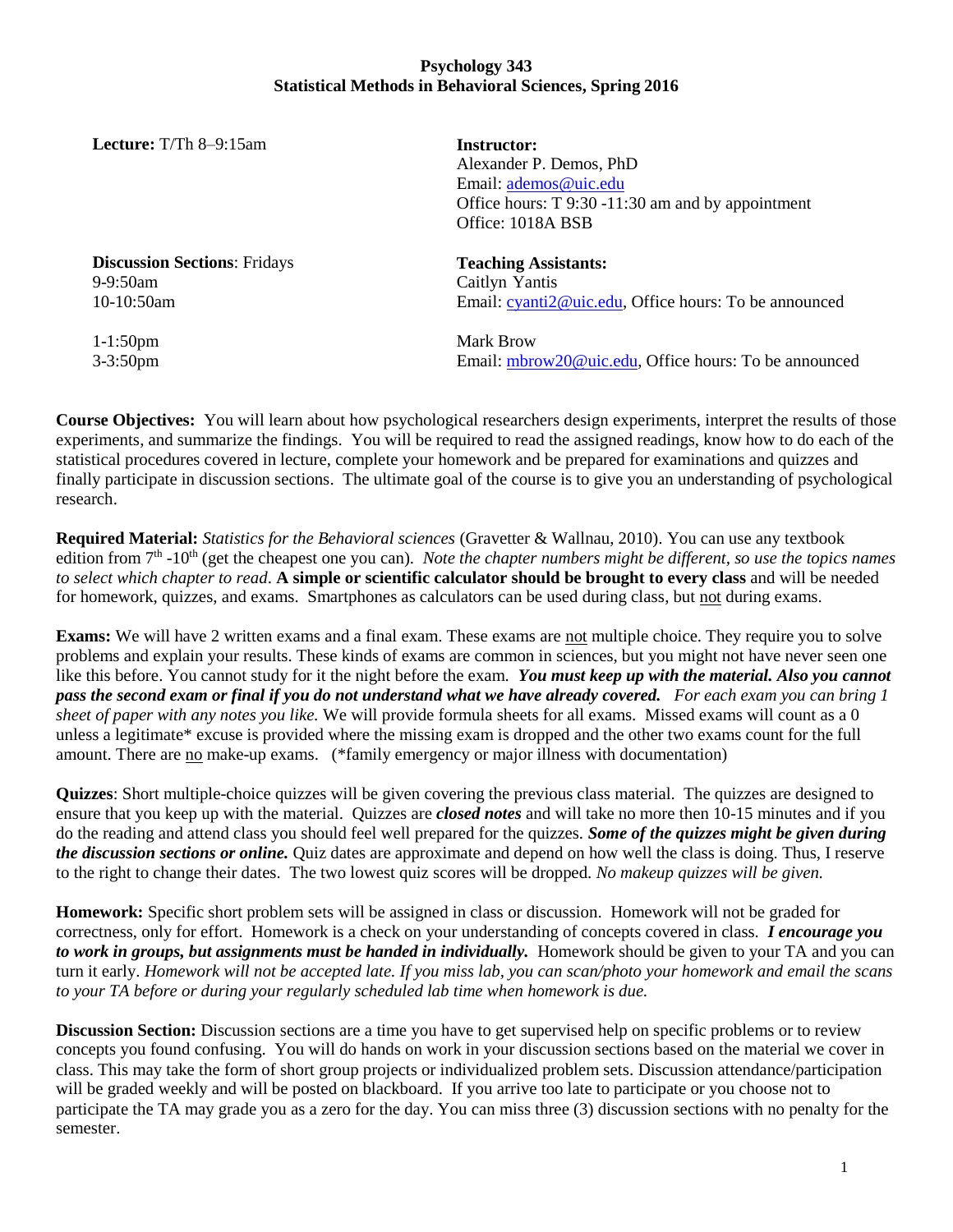# Psychology 343
## Statistical Methods in Behavioral Sciences, Spring 2016

**Lecture:** T/Th 8–9:15am

**Instructor:**
Alexander P. Demos, PhD
Email: ademos@uic.edu
Office hours: T 9:30 -11:30 am and by appointment
Office: 1018A BSB

**Discussion Sections**: Fridays
9-9:50am
10-10:50am

1-1:50pm
3-3:50pm

**Teaching Assistants:**
Caitlyn Yantis
Email: cyanti2@uic.edu, Office hours: To be announced

Mark Brow
Email: mbrow20@uic.edu, Office hours: To be announced

**Course Objectives:** You will learn about how psychological researchers design experiments, interpret the results of those experiments, and summarize the findings. You will be required to read the assigned readings, know how to do each of the statistical procedures covered in lecture, complete your homework and be prepared for examinations and quizzes and finally participate in discussion sections. The ultimate goal of the course is to give you an understanding of psychological research.

**Required Material:** *Statistics for the Behavioral sciences* (Gravetter & Wallnau, 2010). You can use any textbook edition from 7th -10th (get the cheapest one you can). *Note the chapter numbers might be different, so use the topics names to select which chapter to read*. **A simple or scientific calculator should be brought to every class** and will be needed for homework, quizzes, and exams. Smartphones as calculators can be used during class, but not during exams.

**Exams:** We will have 2 written exams and a final exam. These exams are not multiple choice. They require you to solve problems and explain your results. These kinds of exams are common in sciences, but you might not have never seen one like this before. You cannot study for it the night before the exam. ***You must keep up with the material. Also you cannot pass the second exam or final if you do not understand what we have already covered.*** *For each exam you can bring 1 sheet of paper with any notes you like.* We will provide formula sheets for all exams. Missed exams will count as a 0 unless a legitimate* excuse is provided where the missing exam is dropped and the other two exams count for the full amount. There are no make-up exams. (*family emergency or major illness with documentation)

**Quizzes**: Short multiple-choice quizzes will be given covering the previous class material. The quizzes are designed to ensure that you keep up with the material. Quizzes are ***closed notes*** and will take no more then 10-15 minutes and if you do the reading and attend class you should feel well prepared for the quizzes. ***Some of the quizzes might be given during the discussion sections or online.*** Quiz dates are approximate and depend on how well the class is doing. Thus, I reserve to the right to change their dates. The two lowest quiz scores will be dropped. *No makeup quizzes will be given.*

**Homework:** Specific short problem sets will be assigned in class or discussion. Homework will not be graded for correctness, only for effort. Homework is a check on your understanding of concepts covered in class. ***I encourage you to work in groups, but assignments must be handed in individually.*** Homework should be given to your TA and you can turn it early. *Homework will not be accepted late. If you miss lab, you can scan/photo your homework and email the scans to your TA before or during your regularly scheduled lab time when homework is due.*

**Discussion Section:** Discussion sections are a time you have to get supervised help on specific problems or to review concepts you found confusing. You will do hands on work in your discussion sections based on the material we cover in class. This may take the form of short group projects or individualized problem sets. Discussion attendance/participation will be graded weekly and will be posted on blackboard. If you arrive too late to participate or you choose not to participate the TA may grade you as a zero for the day. You can miss three (3) discussion sections with no penalty for the semester.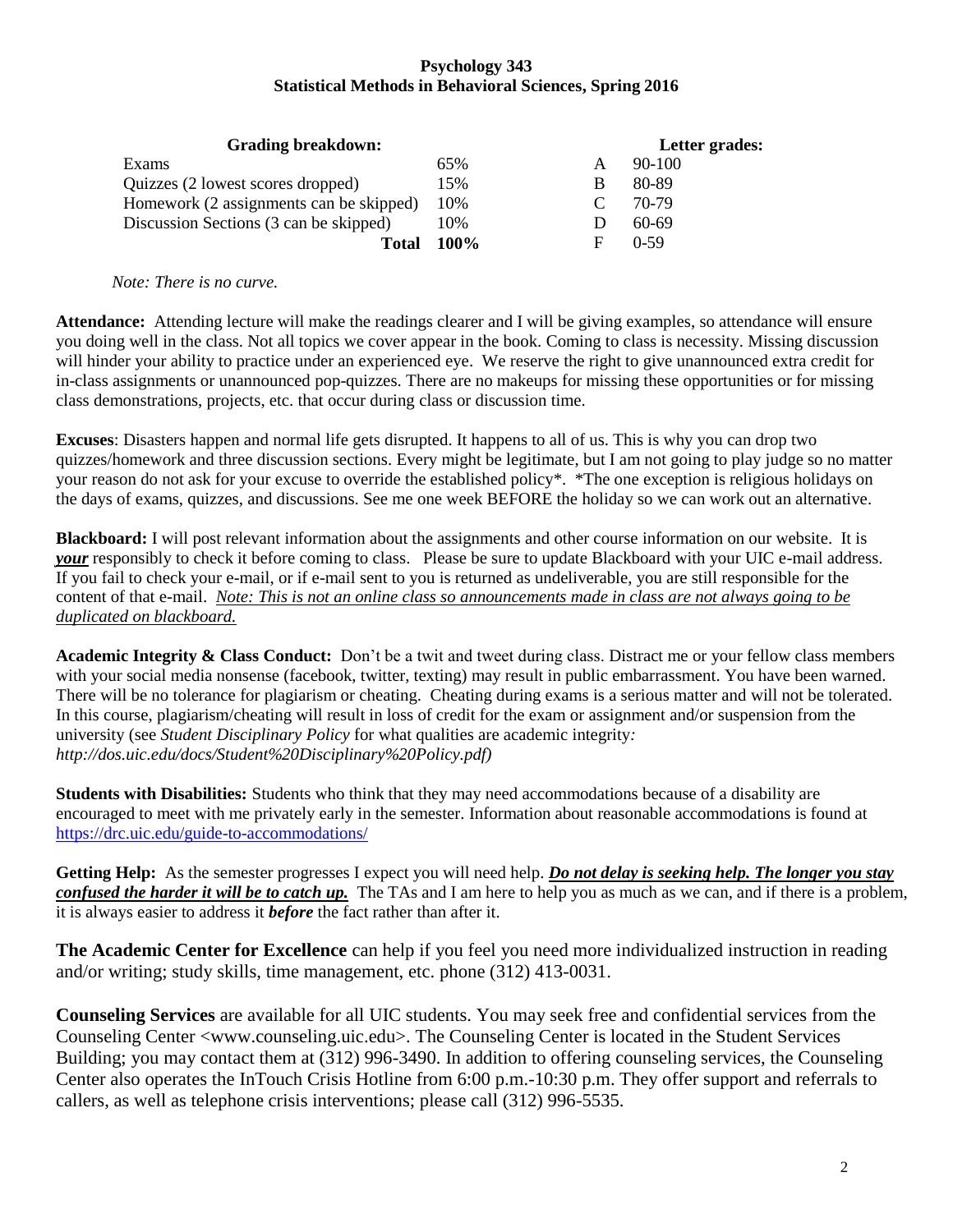**Psychology 343**
**Statistical Methods in Behavioral Sciences, Spring 2016**

| **Grading breakdown:** | | | **Letter grades:** |
|---|---|---|---|
| Exams | 65% | A | 90-100 |
| Quizzes (2 lowest scores dropped) | 15% | B | 80-89 |
| Homework (2 assignments can be skipped) | 10% | C | 70-79 |
| Discussion Sections (3 can be skipped) | 10% | D | 60-69 |
| **Total** | **100%** | F | 0-59 |

*Note: There is no curve.*

**Attendance:** Attending lecture will make the readings clearer and I will be giving examples, so attendance will ensure you doing well in the class. Not all topics we cover appear in the book. Coming to class is necessity. Missing discussion will hinder your ability to practice under an experienced eye. We reserve the right to give unannounced extra credit for in-class assignments or unannounced pop-quizzes. There are no makeups for missing these opportunities or for missing class demonstrations, projects, etc. that occur during class or discussion time.

**Excuses**: Disasters happen and normal life gets disrupted. It happens to all of us. This is why you can drop two quizzes/homework and three discussion sections. Every might be legitimate, but I am not going to play judge so no matter your reason do not ask for your excuse to override the established policy*. *The one exception is religious holidays on the days of exams, quizzes, and discussions. See me one week BEFORE the holiday so we can work out an alternative.

**Blackboard:** I will post relevant information about the assignments and other course information on our website. It is ***your*** responsibly to check it before coming to class. Please be sure to update Blackboard with your UIC e-mail address. If you fail to check your e-mail, or if e-mail sent to you is returned as undeliverable, you are still responsible for the content of that e-mail. *Note: This is not an online class so announcements made in class are not always going to be duplicated on blackboard.*

**Academic Integrity & Class Conduct:** Don't be a twit and tweet during class. Distract me or your fellow class members with your social media nonsense (facebook, twitter, texting) may result in public embarrassment. You have been warned. There will be no tolerance for plagiarism or cheating. Cheating during exams is a serious matter and will not be tolerated. In this course, plagiarism/cheating will result in loss of credit for the exam or assignment and/or suspension from the university (see *Student Disciplinary Policy* for what qualities are academic integrity*: http://dos.uic.edu/docs/Student%20Disciplinary%20Policy.pdf)*

**Students with Disabilities:** Students who think that they may need accommodations because of a disability are encouraged to meet with me privately early in the semester. Information about reasonable accommodations is found at https://drc.uic.edu/guide-to-accommodations/

**Getting Help:** As the semester progresses I expect you will need help. ***Do not delay is seeking help. The longer you stay confused the harder it will be to catch up.*** The TAs and I are here to help you as much as we can, and if there is a problem, it is always easier to address it ***before*** the fact rather than after it.

**The Academic Center for Excellence** can help if you feel you need more individualized instruction in reading and/or writing; study skills, time management, etc. phone (312) 413-0031.

**Counseling Services** are available for all UIC students. You may seek free and confidential services from the Counseling Center <www.counseling.uic.edu>. The Counseling Center is located in the Student Services Building; you may contact them at (312) 996-3490. In addition to offering counseling services, the Counseling Center also operates the InTouch Crisis Hotline from 6:00 p.m.-10:30 p.m. They offer support and referrals to callers, as well as telephone crisis interventions; please call (312) 996-5535.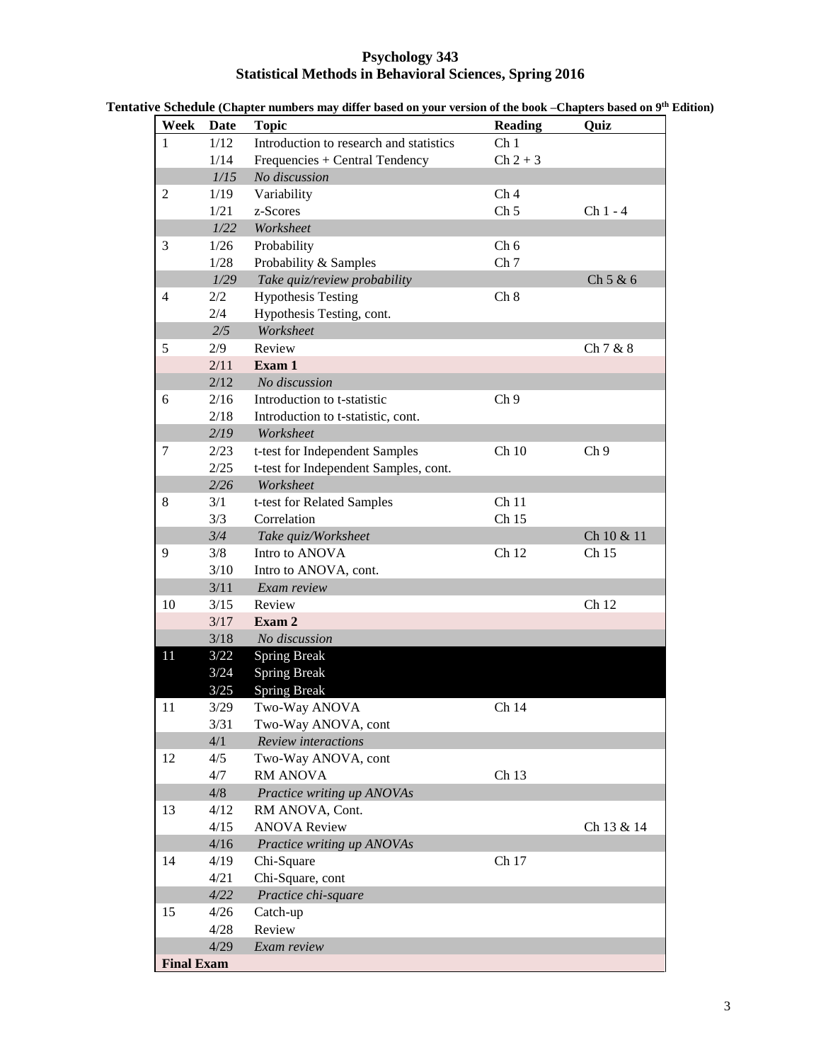**Psychology 343**
**Statistical Methods in Behavioral Sciences, Spring 2016**

**Tentative Schedule (Chapter numbers may differ based on your version of the book –Chapters based on 9th Edition)**

| Week | Date | Topic | Reading | Quiz |
|---|---|---|---|---|
| 1 | 1/12 | Introduction to research and statistics | Ch 1 | |
| | 1/14 | Frequencies + Central Tendency | Ch 2 + 3 | |
| | *1/15* | *No discussion* | | |
| 2 | 1/19 | Variability | Ch 4 | |
| | 1/21 | z-Scores | Ch 5 | Ch 1 - 4 |
| | *1/22* | *Worksheet* | | |
| 3 | 1/26 | Probability | Ch 6 | |
| | 1/28 | Probability & Samples | Ch 7 | |
| | *1/29* | *Take quiz/review probability* | | Ch 5 & 6 |
| 4 | 2/2 | Hypothesis Testing | Ch 8 | |
| | 2/4 | Hypothesis Testing, cont. | | |
| | *2/5* | *Worksheet* | | |
| 5 | 2/9 | Review | | Ch 7 & 8 |
| | 2/11 | **Exam 1** | | |
| | 2/12 | *No discussion* | | |
| 6 | 2/16 | Introduction to t-statistic | Ch 9 | |
| | 2/18 | Introduction to t-statistic, cont. | | |
| | *2/19* | *Worksheet* | | |
| 7 | 2/23 | t-test for Independent Samples | Ch 10 | Ch 9 |
| | 2/25 | t-test for Independent Samples, cont. | | |
| | *2/26* | *Worksheet* | | |
| 8 | 3/1 | t-test for Related Samples | Ch 11 | |
| | 3/3 | Correlation | Ch 15 | |
| | *3/4* | *Take quiz/Worksheet* | | Ch 10 & 11 |
| 9 | 3/8 | Intro to ANOVA | Ch 12 | Ch 15 |
| | 3/10 | Intro to ANOVA, cont. | | |
| | 3/11 | *Exam review* | | |
| 10 | 3/15 | Review | | Ch 12 |
| | 3/17 | **Exam 2** | | |
| | 3/18 | *No discussion* | | |
| 11 | 3/22 | Spring Break | | |
| | 3/24 | Spring Break | | |
| | 3/25 | Spring Break | | |
| 11 | 3/29 | Two-Way ANOVA | Ch 14 | |
| | 3/31 | Two-Way ANOVA, cont | | |
| | 4/1 | *Review interactions* | | |
| 12 | 4/5 | Two-Way ANOVA, cont | | |
| | 4/7 | RM ANOVA | Ch 13 | |
| | 4/8 | *Practice writing up ANOVAs* | | |
| 13 | 4/12 | RM ANOVA, Cont. | | |
| | 4/15 | ANOVA Review | | Ch 13 & 14 |
| | 4/16 | *Practice writing up ANOVAs* | | |
| 14 | 4/19 | Chi-Square | Ch 17 | |
| | 4/21 | Chi-Square, cont | | |
| | *4/22* | *Practice chi-square* | | |
| 15 | 4/26 | Catch-up | | |
| | 4/28 | Review | | |
| | 4/29 | *Exam review* | | |
| **Final Exam** | | | | |